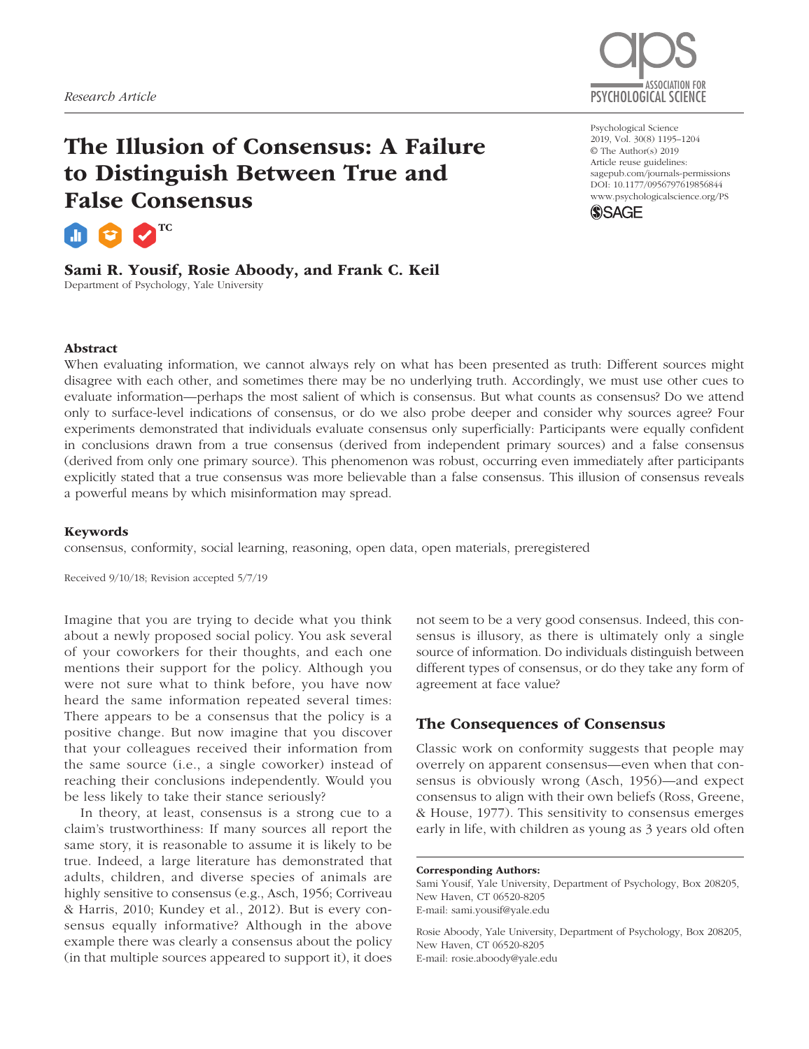*Research Article*

# The Illusion of Consensus: A Failure to Distinguish Between True and False Consensus

**Sami R. Yousif, Rosie Aboody, and Frank C. Keil**
Department of Psychology, Yale University

Psychological Science
2019, Vol. 30(8) 1195–1204
© The Author(s) 2019
Article reuse guidelines:
sagepub.com/journals-permissions
DOI: 10.1177/0956797619856844
www.psychologicalscience.org/PS

### Abstract

When evaluating information, we cannot always rely on what has been presented as truth: Different sources might disagree with each other, and sometimes there may be no underlying truth. Accordingly, we must use other cues to evaluate information—perhaps the most salient of which is consensus. But what counts as consensus? Do we attend only to surface-level indications of consensus, or do we also probe deeper and consider why sources agree? Four experiments demonstrated that individuals evaluate consensus only superficially: Participants were equally confident in conclusions drawn from a true consensus (derived from independent primary sources) and a false consensus (derived from only one primary source). This phenomenon was robust, occurring even immediately after participants explicitly stated that a true consensus was more believable than a false consensus. This illusion of consensus reveals a powerful means by which misinformation may spread.

### Keywords

consensus, conformity, social learning, reasoning, open data, open materials, preregistered

Received 9/10/18; Revision accepted 5/7/19

Imagine that you are trying to decide what you think about a newly proposed social policy. You ask several of your coworkers for their thoughts, and each one mentions their support for the policy. Although you were not sure what to think before, you have now heard the same information repeated several times: There appears to be a consensus that the policy is a positive change. But now imagine that you discover that your colleagues received their information from the same source (i.e., a single coworker) instead of reaching their conclusions independently. Would you be less likely to take their stance seriously?

In theory, at least, consensus is a strong cue to a claim's trustworthiness: If many sources all report the same story, it is reasonable to assume it is likely to be true. Indeed, a large literature has demonstrated that adults, children, and diverse species of animals are highly sensitive to consensus (e.g., Asch, 1956; Corriveau & Harris, 2010; Kundey et al., 2012). But is every consensus equally informative? Although in the above example there was clearly a consensus about the policy (in that multiple sources appeared to support it), it does not seem to be a very good consensus. Indeed, this consensus is illusory, as there is ultimately only a single source of information. Do individuals distinguish between different types of consensus, or do they take any form of agreement at face value?

## The Consequences of Consensus

Classic work on conformity suggests that people may overrely on apparent consensus—even when that consensus is obviously wrong (Asch, 1956)—and expect consensus to align with their own beliefs (Ross, Greene, & House, 1977). This sensitivity to consensus emerges early in life, with children as young as 3 years old often

**Corresponding Authors:**
Sami Yousif, Yale University, Department of Psychology, Box 208205, New Haven, CT 06520-8205
E-mail: sami.yousif@yale.edu

Rosie Aboody, Yale University, Department of Psychology, Box 208205, New Haven, CT 06520-8205
E-mail: rosie.aboody@yale.edu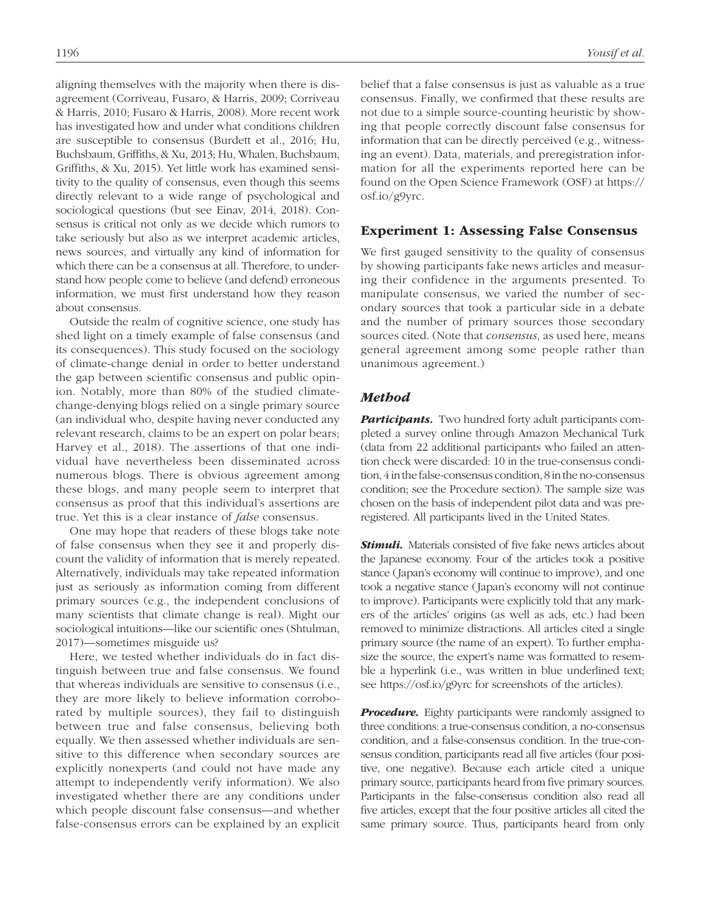aligning themselves with the majority when there is disagreement (Corriveau, Fusaro, & Harris, 2009; Corriveau & Harris, 2010; Fusaro & Harris, 2008). More recent work has investigated how and under what conditions children are susceptible to consensus (Burdett et al., 2016; Hu, Buchsbaum, Griffiths, & Xu, 2013; Hu, Whalen, Buchsbaum, Griffiths, & Xu, 2015). Yet little work has examined sensitivity to the quality of consensus, even though this seems directly relevant to a wide range of psychological and sociological questions (but see Einav, 2014, 2018). Consensus is critical not only as we decide which rumors to take seriously but also as we interpret academic articles, news sources, and virtually any kind of information for which there can be a consensus at all. Therefore, to understand how people come to believe (and defend) erroneous information, we must first understand how they reason about consensus.

Outside the realm of cognitive science, one study has shed light on a timely example of false consensus (and its consequences). This study focused on the sociology of climate-change denial in order to better understand the gap between scientific consensus and public opinion. Notably, more than 80% of the studied climate-change-denying blogs relied on a single primary source (an individual who, despite having never conducted any relevant research, claims to be an expert on polar bears; Harvey et al., 2018). The assertions of that one individual have nevertheless been disseminated across numerous blogs. There is obvious agreement among these blogs, and many people seem to interpret that consensus as proof that this individual's assertions are true. Yet this is a clear instance of *false* consensus.

One may hope that readers of these blogs take note of false consensus when they see it and properly discount the validity of information that is merely repeated. Alternatively, individuals may take repeated information just as seriously as information coming from different primary sources (e.g., the independent conclusions of many scientists that climate change is real). Might our sociological intuitions—like our scientific ones (Shtulman, 2017)—sometimes misguide us?

Here, we tested whether individuals do in fact distinguish between true and false consensus. We found that whereas individuals are sensitive to consensus (i.e., they are more likely to believe information corroborated by multiple sources), they fail to distinguish between true and false consensus, believing both equally. We then assessed whether individuals are sensitive to this difference when secondary sources are explicitly nonexperts (and could not have made any attempt to independently verify information). We also investigated whether there are any conditions under which people discount false consensus—and whether false-consensus errors can be explained by an explicit belief that a false consensus is just as valuable as a true consensus. Finally, we confirmed that these results are not due to a simple source-counting heuristic by showing that people correctly discount false consensus for information that can be directly perceived (e.g., witnessing an event). Data, materials, and preregistration information for all the experiments reported here can be found on the Open Science Framework (OSF) at https://osf.io/g9yrc.

## Experiment 1: Assessing False Consensus

We first gauged sensitivity to the quality of consensus by showing participants fake news articles and measuring their confidence in the arguments presented. To manipulate consensus, we varied the number of secondary sources that took a particular side in a debate and the number of primary sources those secondary sources cited. (Note that *consensus*, as used here, means general agreement among some people rather than unanimous agreement.)

### Method

***Participants.*** Two hundred forty adult participants completed a survey online through Amazon Mechanical Turk (data from 22 additional participants who failed an attention check were discarded: 10 in the true-consensus condition, 4 in the false-consensus condition, 8 in the no-consensus condition; see the Procedure section). The sample size was chosen on the basis of independent pilot data and was preregistered. All participants lived in the United States.

***Stimuli.*** Materials consisted of five fake news articles about the Japanese economy. Four of the articles took a positive stance (Japan's economy will continue to improve), and one took a negative stance (Japan's economy will not continue to improve). Participants were explicitly told that any markers of the articles' origins (as well as ads, etc.) had been removed to minimize distractions. All articles cited a single primary source (the name of an expert). To further emphasize the source, the expert's name was formatted to resemble a hyperlink (i.e., was written in blue underlined text; see https://osf.io/g9yrc for screenshots of the articles).

***Procedure.*** Eighty participants were randomly assigned to three conditions: a true-consensus condition, a no-consensus condition, and a false-consensus condition. In the true-consensus condition, participants read all five articles (four positive, one negative). Because each article cited a unique primary source, participants heard from five primary sources. Participants in the false-consensus condition also read all five articles, except that the four positive articles all cited the same primary source. Thus, participants heard from only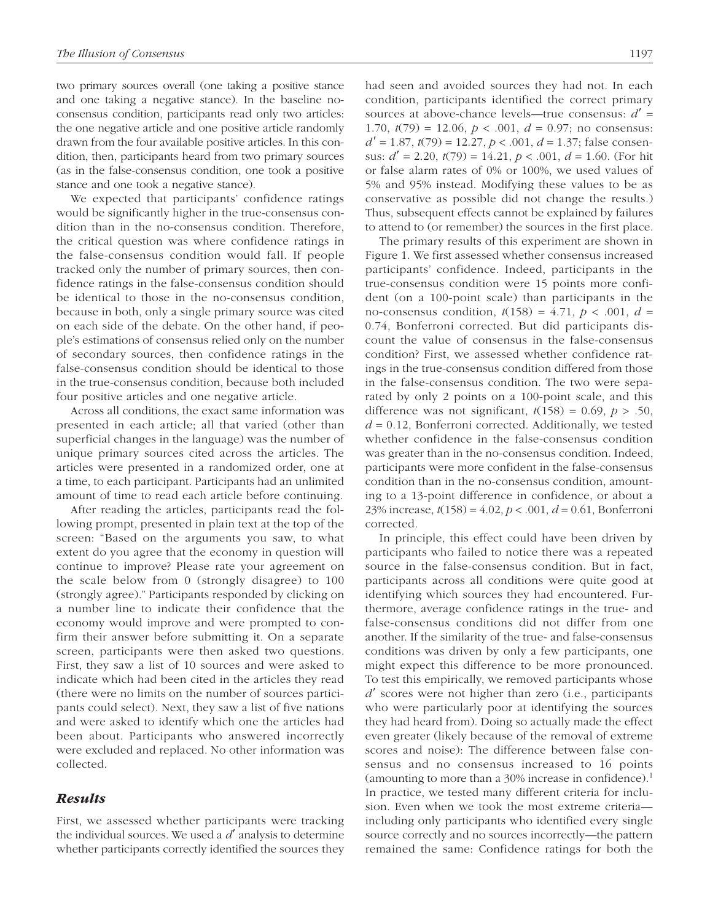two primary sources overall (one taking a positive stance and one taking a negative stance). In the baseline no-consensus condition, participants read only two articles: the one negative article and one positive article randomly drawn from the four available positive articles. In this condition, then, participants heard from two primary sources (as in the false-consensus condition, one took a positive stance and one took a negative stance).

We expected that participants' confidence ratings would be significantly higher in the true-consensus condition than in the no-consensus condition. Therefore, the critical question was where confidence ratings in the false-consensus condition would fall. If people tracked only the number of primary sources, then confidence ratings in the false-consensus condition should be identical to those in the no-consensus condition, because in both, only a single primary source was cited on each side of the debate. On the other hand, if people's estimations of consensus relied only on the number of secondary sources, then confidence ratings in the false-consensus condition should be identical to those in the true-consensus condition, because both included four positive articles and one negative article.

Across all conditions, the exact same information was presented in each article; all that varied (other than superficial changes in the language) was the number of unique primary sources cited across the articles. The articles were presented in a randomized order, one at a time, to each participant. Participants had an unlimited amount of time to read each article before continuing.

After reading the articles, participants read the following prompt, presented in plain text at the top of the screen: "Based on the arguments you saw, to what extent do you agree that the economy in question will continue to improve? Please rate your agreement on the scale below from 0 (strongly disagree) to 100 (strongly agree)." Participants responded by clicking on a number line to indicate their confidence that the economy would improve and were prompted to confirm their answer before submitting it. On a separate screen, participants were then asked two questions. First, they saw a list of 10 sources and were asked to indicate which had been cited in the articles they read (there were no limits on the number of sources participants could select). Next, they saw a list of five nations and were asked to identify which one the articles had been about. Participants who answered incorrectly were excluded and replaced. No other information was collected.

### Results

First, we assessed whether participants were tracking the individual sources. We used a $d'$ analysis to determine whether participants correctly identified the sources they had seen and avoided sources they had not. In each condition, participants identified the correct primary sources at above-chance levels—true consensus: $d' = 1.70$, $t(79) = 12.06$, $p < .001$, $d = 0.97$; no consensus: $d' = 1.87$, $t(79) = 12.27$, $p < .001$, $d = 1.37$; false consensus: $d' = 2.20$, $t(79) = 14.21$, $p < .001$, $d = 1.60$. (For hit or false alarm rates of 0% or 100%, we used values of 5% and 95% instead. Modifying these values to be as conservative as possible did not change the results.) Thus, subsequent effects cannot be explained by failures to attend to (or remember) the sources in the first place.

The primary results of this experiment are shown in Figure 1. We first assessed whether consensus increased participants' confidence. Indeed, participants in the true-consensus condition were 15 points more confident (on a 100-point scale) than participants in the no-consensus condition, $t(158) = 4.71$, $p < .001$, $d = 0.74$, Bonferroni corrected. But did participants discount the value of consensus in the false-consensus condition? First, we assessed whether confidence ratings in the true-consensus condition differed from those in the false-consensus condition. The two were separated by only 2 points on a 100-point scale, and this difference was not significant, $t(158) = 0.69$, $p > .50$, $d = 0.12$, Bonferroni corrected. Additionally, we tested whether confidence in the false-consensus condition was greater than in the no-consensus condition. Indeed, participants were more confident in the false-consensus condition than in the no-consensus condition, amounting to a 13-point difference in confidence, or about a 23% increase, $t(158) = 4.02$, $p < .001$, $d = 0.61$, Bonferroni corrected.

In principle, this effect could have been driven by participants who failed to notice there was a repeated source in the false-consensus condition. But in fact, participants across all conditions were quite good at identifying which sources they had encountered. Furthermore, average confidence ratings in the true- and false-consensus conditions did not differ from one another. If the similarity of the true- and false-consensus conditions was driven by only a few participants, one might expect this difference to be more pronounced. To test this empirically, we removed participants whose $d'$ scores were not higher than zero (i.e., participants who were particularly poor at identifying the sources they had heard from). Doing so actually made the effect even greater (likely because of the removal of extreme scores and noise): The difference between false consensus and no consensus increased to 16 points (amounting to more than a 30% increase in confidence).[1] In practice, we tested many different criteria for inclusion. Even when we took the most extreme criteria—including only participants who identified every single source correctly and no sources incorrectly—the pattern remained the same: Confidence ratings for both the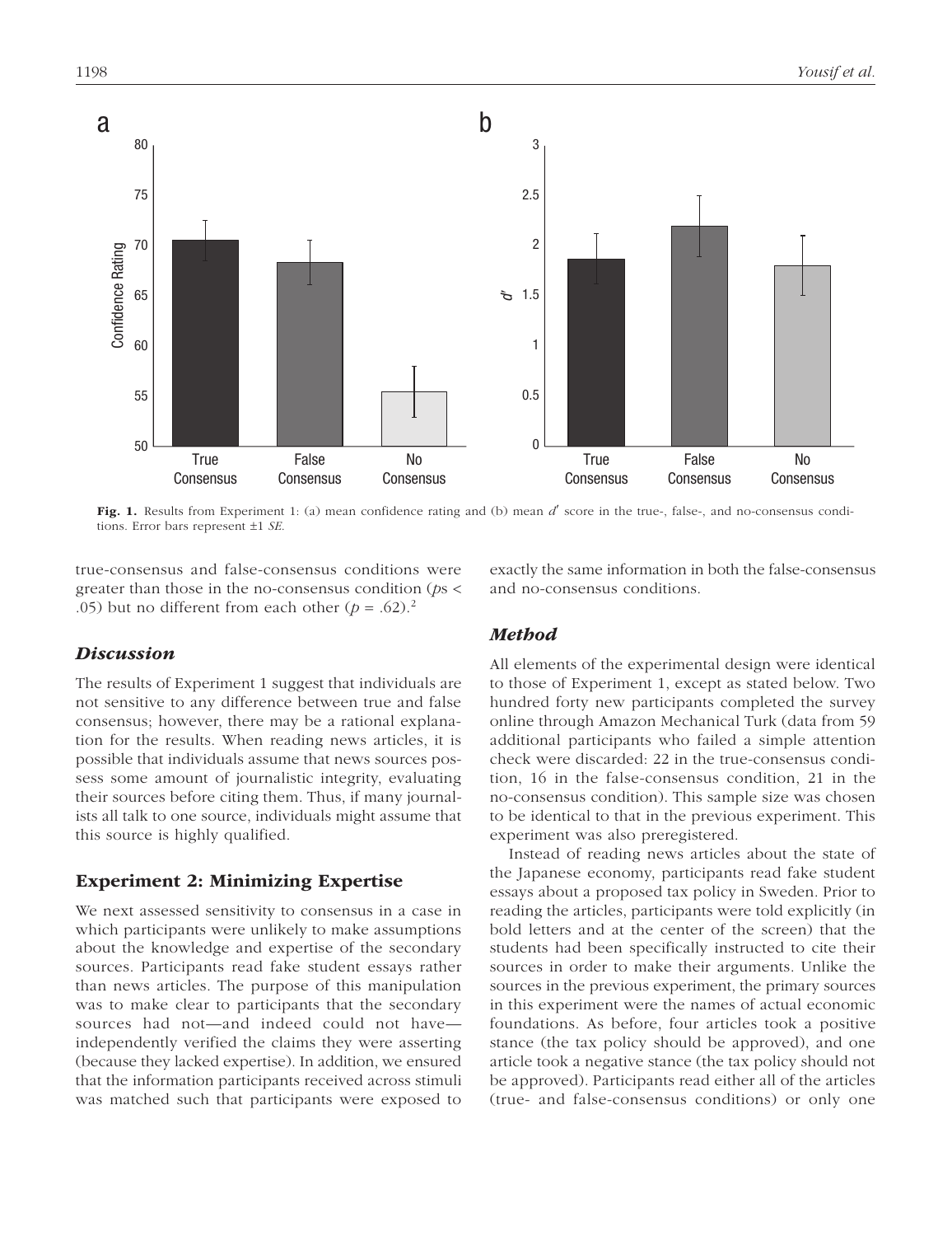Fig. 1. Results from Experiment 1: (a) mean confidence rating and (b) mean $d'$ score in the true-, false-, and no-consensus conditions. Error bars represent ±1 *SE*.

true-consensus and false-consensus conditions were greater than those in the no-consensus condition ($p$s < .05) but no different from each other ($p = .62$).[2]

### *Discussion*

The results of Experiment 1 suggest that individuals are not sensitive to any difference between true and false consensus; however, there may be a rational explanation for the results. When reading news articles, it is possible that individuals assume that news sources possess some amount of journalistic integrity, evaluating their sources before citing them. Thus, if many journalists all talk to one source, individuals might assume that this source is highly qualified.

## Experiment 2: Minimizing Expertise

We next assessed sensitivity to consensus in a case in which participants were unlikely to make assumptions about the knowledge and expertise of the secondary sources. Participants read fake student essays rather than news articles. The purpose of this manipulation was to make clear to participants that the secondary sources had not—and indeed could not have—independently verified the claims they were asserting (because they lacked expertise). In addition, we ensured that the information participants received across stimuli was matched such that participants were exposed to exactly the same information in both the false-consensus and no-consensus conditions.

### *Method*

All elements of the experimental design were identical to those of Experiment 1, except as stated below. Two hundred forty new participants completed the survey online through Amazon Mechanical Turk (data from 59 additional participants who failed a simple attention check were discarded: 22 in the true-consensus condition, 16 in the false-consensus condition, 21 in the no-consensus condition). This sample size was chosen to be identical to that in the previous experiment. This experiment was also preregistered.

Instead of reading news articles about the state of the Japanese economy, participants read fake student essays about a proposed tax policy in Sweden. Prior to reading the articles, participants were told explicitly (in bold letters and at the center of the screen) that the students had been specifically instructed to cite their sources in order to make their arguments. Unlike the sources in the previous experiment, the primary sources in this experiment were the names of actual economic foundations. As before, four articles took a positive stance (the tax policy should be approved), and one article took a negative stance (the tax policy should not be approved). Participants read either all of the articles (true- and false-consensus conditions) or only one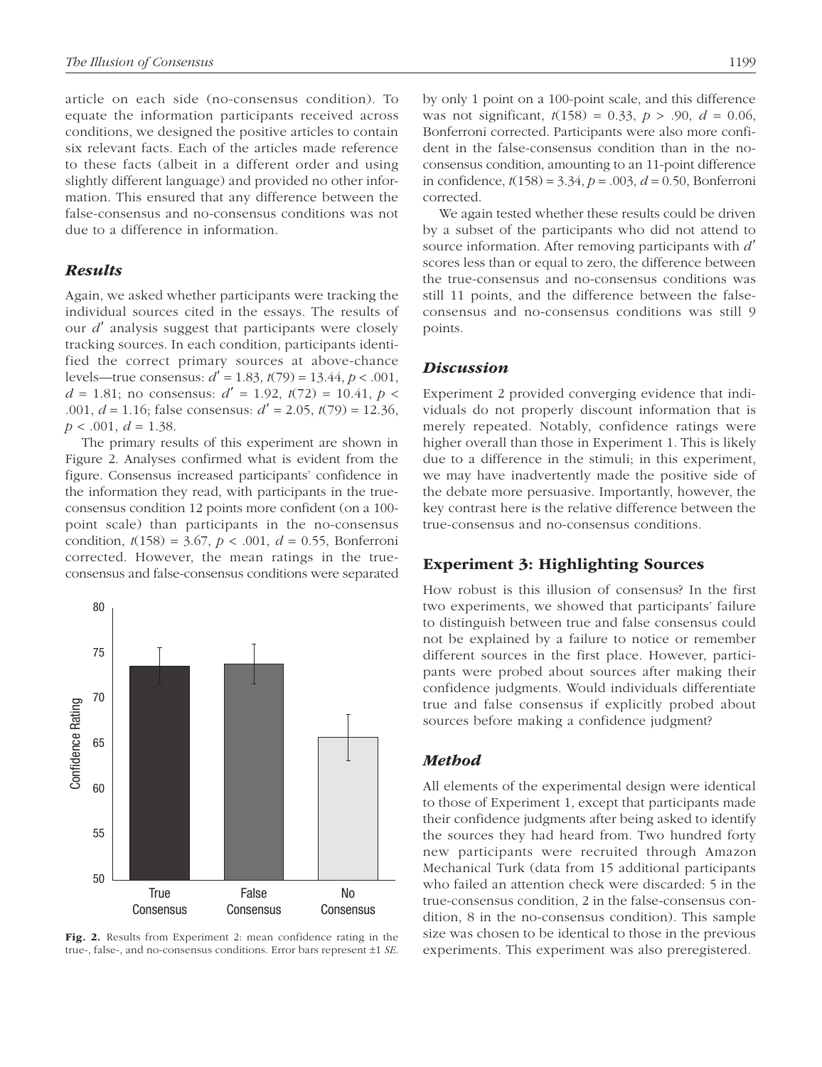article on each side (no-consensus condition). To equate the information participants received across conditions, we designed the positive articles to contain six relevant facts. Each of the articles made reference to these facts (albeit in a different order and using slightly different language) and provided no other information. This ensured that any difference between the false-consensus and no-consensus conditions was not due to a difference in information.

### *Results*

Again, we asked whether participants were tracking the individual sources cited in the essays. The results of our $d'$ analysis suggest that participants were closely tracking sources. In each condition, participants identified the correct primary sources at above-chance levels—true consensus: $d' = 1.83$, $t(79) = 13.44$, $p < .001$, $d = 1.81$; no consensus: $d' = 1.92$, $t(72) = 10.41$, $p < .001$, $d = 1.16$; false consensus: $d' = 2.05$, $t(79) = 12.36$, $p < .001$, $d = 1.38$.

The primary results of this experiment are shown in Figure 2. Analyses confirmed what is evident from the figure. Consensus increased participants' confidence in the information they read, with participants in the true-consensus condition 12 points more confident (on a 100-point scale) than participants in the no-consensus condition, $t(158) = 3.67$, $p < .001$, $d = 0.55$, Bonferroni corrected. However, the mean ratings in the true-consensus and false-consensus conditions were separated by only 1 point on a 100-point scale, and this difference was not significant, $t(158) = 0.33$, $p > .90$, $d = 0.06$, Bonferroni corrected. Participants were also more confident in the false-consensus condition than in the no-consensus condition, amounting to an 11-point difference in confidence, $t(158) = 3.34$, $p = .003$, $d = 0.50$, Bonferroni corrected.

**Fig. 2.** Results from Experiment 2: mean confidence rating in the true-, false-, and no-consensus conditions. Error bars represent ±1 *SE*.

We again tested whether these results could be driven by a subset of the participants who did not attend to source information. After removing participants with $d'$ scores less than or equal to zero, the difference between the true-consensus and no-consensus conditions was still 11 points, and the difference between the false-consensus and no-consensus conditions was still 9 points.

### *Discussion*

Experiment 2 provided converging evidence that individuals do not properly discount information that is merely repeated. Notably, confidence ratings were higher overall than those in Experiment 1. This is likely due to a difference in the stimuli; in this experiment, we may have inadvertently made the positive side of the debate more persuasive. Importantly, however, the key contrast here is the relative difference between the true-consensus and no-consensus conditions.

## Experiment 3: Highlighting Sources

How robust is this illusion of consensus? In the first two experiments, we showed that participants' failure to distinguish between true and false consensus could not be explained by a failure to notice or remember different sources in the first place. However, participants were probed about sources after making their confidence judgments. Would individuals differentiate true and false consensus if explicitly probed about sources before making a confidence judgment?

### *Method*

All elements of the experimental design were identical to those of Experiment 1, except that participants made their confidence judgments after being asked to identify the sources they had heard from. Two hundred forty new participants were recruited through Amazon Mechanical Turk (data from 15 additional participants who failed an attention check were discarded: 5 in the true-consensus condition, 2 in the false-consensus condition, 8 in the no-consensus condition). This sample size was chosen to be identical to those in the previous experiments. This experiment was also preregistered.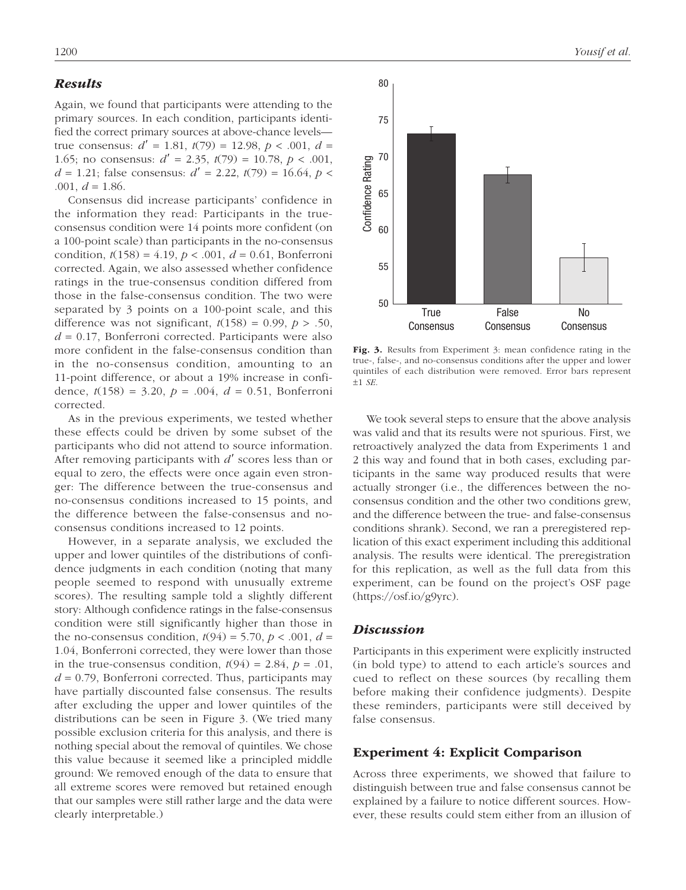## Results

Again, we found that participants were attending to the primary sources. In each condition, participants identified the correct primary sources at above-chance levels—true consensus: $d' = 1.81$, $t(79) = 12.98$, $p < .001$, $d = 1.65$; no consensus: $d' = 2.35$, $t(79) = 10.78$, $p < .001$, $d = 1.21$; false consensus: $d' = 2.22$, $t(79) = 16.64$, $p < .001$, $d = 1.86$.

Consensus did increase participants' confidence in the information they read: Participants in the true-consensus condition were 14 points more confident (on a 100-point scale) than participants in the no-consensus condition, $t(158) = 4.19$, $p < .001$, $d = 0.61$, Bonferroni corrected. Again, we also assessed whether confidence ratings in the true-consensus condition differed from those in the false-consensus condition. The two were separated by 3 points on a 100-point scale, and this difference was not significant, $t(158) = 0.99$, $p > .50$, $d = 0.17$, Bonferroni corrected. Participants were also more confident in the false-consensus condition than in the no-consensus condition, amounting to an 11-point difference, or about a 19% increase in confidence, $t(158) = 3.20$, $p = .004$, $d = 0.51$, Bonferroni corrected.

As in the previous experiments, we tested whether these effects could be driven by some subset of the participants who did not attend to source information. After removing participants with $d'$ scores less than or equal to zero, the effects were once again even stronger: The difference between the true-consensus and no-consensus conditions increased to 15 points, and the difference between the false-consensus and no-consensus conditions increased to 12 points.

However, in a separate analysis, we excluded the upper and lower quintiles of the distributions of confidence judgments in each condition (noting that many people seemed to respond with unusually extreme scores). The resulting sample told a slightly different story: Although confidence ratings in the false-consensus condition were still significantly higher than those in the no-consensus condition, $t(94) = 5.70$, $p < .001$, $d = 1.04$, Bonferroni corrected, they were lower than those in the true-consensus condition, $t(94) = 2.84$, $p = .01$, $d = 0.79$, Bonferroni corrected. Thus, participants may have partially discounted false consensus. The results after excluding the upper and lower quintiles of the distributions can be seen in Figure 3. (We tried many possible exclusion criteria for this analysis, and there is nothing special about the removal of quintiles. We chose this value because it seemed like a principled middle ground: We removed enough of the data to ensure that all extreme scores were removed but retained enough that our samples were still rather large and the data were clearly interpretable.)

**Fig. 3.** Results from Experiment 3: mean confidence rating in the true-, false-, and no-consensus conditions after the upper and lower quintiles of each distribution were removed. Error bars represent ±1 *SE*.

We took several steps to ensure that the above analysis was valid and that its results were not spurious. First, we retroactively analyzed the data from Experiments 1 and 2 this way and found that in both cases, excluding participants in the same way produced results that were actually stronger (i.e., the differences between the no-consensus condition and the other two conditions grew, and the difference between the true- and false-consensus conditions shrank). Second, we ran a preregistered replication of this exact experiment including this additional analysis. The results were identical. The preregistration for this replication, as well as the full data from this experiment, can be found on the project's OSF page (https://osf.io/g9yrc).

## Discussion

Participants in this experiment were explicitly instructed (in bold type) to attend to each article's sources and cued to reflect on these sources (by recalling them before making their confidence judgments). Despite these reminders, participants were still deceived by false consensus.

## Experiment 4: Explicit Comparison

Across three experiments, we showed that failure to distinguish between true and false consensus cannot be explained by a failure to notice different sources. However, these results could stem either from an illusion of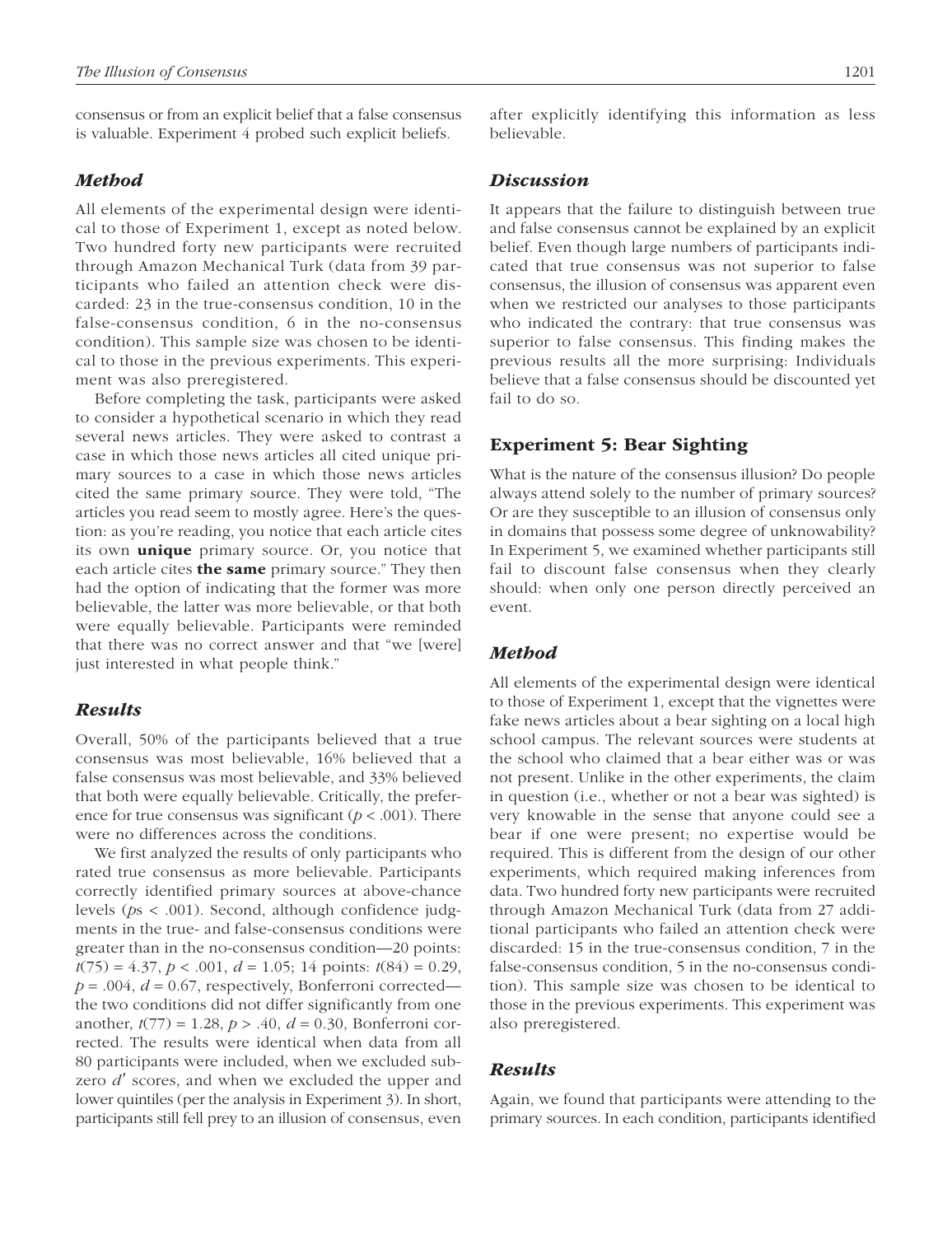consensus or from an explicit belief that a false consensus is valuable. Experiment 4 probed such explicit beliefs.

### *Method*

All elements of the experimental design were identical to those of Experiment 1, except as noted below. Two hundred forty new participants were recruited through Amazon Mechanical Turk (data from 39 participants who failed an attention check were discarded: 23 in the true-consensus condition, 10 in the false-consensus condition, 6 in the no-consensus condition). This sample size was chosen to be identical to those in the previous experiments. This experiment was also preregistered.

Before completing the task, participants were asked to consider a hypothetical scenario in which they read several news articles. They were asked to contrast a case in which those news articles all cited unique primary sources to a case in which those news articles cited the same primary source. They were told, "The articles you read seem to mostly agree. Here's the question: as you're reading, you notice that each article cites its own **unique** primary source. Or, you notice that each article cites **the same** primary source." They then had the option of indicating that the former was more believable, the latter was more believable, or that both were equally believable. Participants were reminded that there was no correct answer and that "we [were] just interested in what people think."

### *Results*

Overall, 50% of the participants believed that a true consensus was most believable, 16% believed that a false consensus was most believable, and 33% believed that both were equally believable. Critically, the preference for true consensus was significant ($p < .001$). There were no differences across the conditions.

We first analyzed the results of only participants who rated true consensus as more believable. Participants correctly identified primary sources at above-chance levels ($p$s $< .001$). Second, although confidence judgments in the true- and false-consensus conditions were greater than in the no-consensus condition—20 points: $t(75) = 4.37$, $p < .001$, $d = 1.05$; 14 points: $t(84) = 0.29$, $p = .004$, $d = 0.67$, respectively, Bonferroni corrected—the two conditions did not differ significantly from one another, $t(77) = 1.28$, $p > .40$, $d = 0.30$, Bonferroni corrected. The results were identical when data from all 80 participants were included, when we excluded subzero $d'$ scores, and when we excluded the upper and lower quintiles (per the analysis in Experiment 3). In short, participants still fell prey to an illusion of consensus, even after explicitly identifying this information as less believable.

### *Discussion*

It appears that the failure to distinguish between true and false consensus cannot be explained by an explicit belief. Even though large numbers of participants indicated that true consensus was not superior to false consensus, the illusion of consensus was apparent even when we restricted our analyses to those participants who indicated the contrary: that true consensus was superior to false consensus. This finding makes the previous results all the more surprising: Individuals believe that a false consensus should be discounted yet fail to do so.

## Experiment 5: Bear Sighting

What is the nature of the consensus illusion? Do people always attend solely to the number of primary sources? Or are they susceptible to an illusion of consensus only in domains that possess some degree of unknowability? In Experiment 5, we examined whether participants still fail to discount false consensus when they clearly should: when only one person directly perceived an event.

### *Method*

All elements of the experimental design were identical to those of Experiment 1, except that the vignettes were fake news articles about a bear sighting on a local high school campus. The relevant sources were students at the school who claimed that a bear either was or was not present. Unlike in the other experiments, the claim in question (i.e., whether or not a bear was sighted) is very knowable in the sense that anyone could see a bear if one were present; no expertise would be required. This is different from the design of our other experiments, which required making inferences from data. Two hundred forty new participants were recruited through Amazon Mechanical Turk (data from 27 additional participants who failed an attention check were discarded: 15 in the true-consensus condition, 7 in the false-consensus condition, 5 in the no-consensus condition). This sample size was chosen to be identical to those in the previous experiments. This experiment was also preregistered.

### *Results*

Again, we found that participants were attending to the primary sources. In each condition, participants identified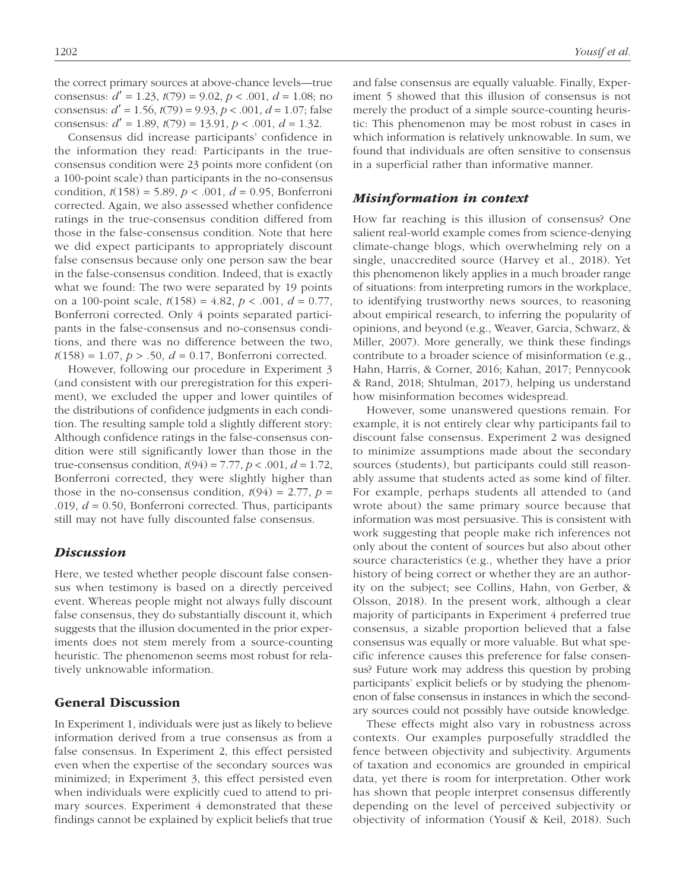the correct primary sources at above-chance levels—true consensus: $d' = 1.23$, $t(79) = 9.02$, $p < .001$, $d = 1.08$; no consensus: $d' = 1.56$, $t(79) = 9.93$, $p < .001$, $d = 1.07$; false consensus: $d' = 1.89$, $t(79) = 13.91$, $p < .001$, $d = 1.32$.

Consensus did increase participants' confidence in the information they read: Participants in the true-consensus condition were 23 points more confident (on a 100-point scale) than participants in the no-consensus condition, $t(158) = 5.89$, $p < .001$, $d = 0.95$, Bonferroni corrected. Again, we also assessed whether confidence ratings in the true-consensus condition differed from those in the false-consensus condition. Note that here we did expect participants to appropriately discount false consensus because only one person saw the bear in the false-consensus condition. Indeed, that is exactly what we found: The two were separated by 19 points on a 100-point scale, $t(158) = 4.82$, $p < .001$, $d = 0.77$, Bonferroni corrected. Only 4 points separated participants in the false-consensus and no-consensus conditions, and there was no difference between the two, $t(158) = 1.07$, $p > .50$, $d = 0.17$, Bonferroni corrected.

However, following our procedure in Experiment 3 (and consistent with our preregistration for this experiment), we excluded the upper and lower quintiles of the distributions of confidence judgments in each condition. The resulting sample told a slightly different story: Although confidence ratings in the false-consensus condition were still significantly lower than those in the true-consensus condition, $t(94) = 7.77$, $p < .001$, $d = 1.72$, Bonferroni corrected, they were slightly higher than those in the no-consensus condition, $t(94) = 2.77$, $p = .019$, $d = 0.50$, Bonferroni corrected. Thus, participants still may not have fully discounted false consensus.

### *Discussion*

Here, we tested whether people discount false consensus when testimony is based on a directly perceived event. Whereas people might not always fully discount false consensus, they do substantially discount it, which suggests that the illusion documented in the prior experiments does not stem merely from a source-counting heuristic. The phenomenon seems most robust for relatively unknowable information.

## General Discussion

In Experiment 1, individuals were just as likely to believe information derived from a true consensus as from a false consensus. In Experiment 2, this effect persisted even when the expertise of the secondary sources was minimized; in Experiment 3, this effect persisted even when individuals were explicitly cued to attend to primary sources. Experiment 4 demonstrated that these findings cannot be explained by explicit beliefs that true and false consensus are equally valuable. Finally, Experiment 5 showed that this illusion of consensus is not merely the product of a simple source-counting heuristic: This phenomenon may be most robust in cases in which information is relatively unknowable. In sum, we found that individuals are often sensitive to consensus in a superficial rather than informative manner.

### *Misinformation in context*

How far reaching is this illusion of consensus? One salient real-world example comes from science-denying climate-change blogs, which overwhelming rely on a single, unaccredited source (Harvey et al., 2018). Yet this phenomenon likely applies in a much broader range of situations: from interpreting rumors in the workplace, to identifying trustworthy news sources, to reasoning about empirical research, to inferring the popularity of opinions, and beyond (e.g., Weaver, Garcia, Schwarz, & Miller, 2007). More generally, we think these findings contribute to a broader science of misinformation (e.g., Hahn, Harris, & Corner, 2016; Kahan, 2017; Pennycook & Rand, 2018; Shtulman, 2017), helping us understand how misinformation becomes widespread.

However, some unanswered questions remain. For example, it is not entirely clear why participants fail to discount false consensus. Experiment 2 was designed to minimize assumptions made about the secondary sources (students), but participants could still reasonably assume that students acted as some kind of filter. For example, perhaps students all attended to (and wrote about) the same primary source because that information was most persuasive. This is consistent with work suggesting that people make rich inferences not only about the content of sources but also about other source characteristics (e.g., whether they have a prior history of being correct or whether they are an authority on the subject; see Collins, Hahn, von Gerber, & Olsson, 2018). In the present work, although a clear majority of participants in Experiment 4 preferred true consensus, a sizable proportion believed that a false consensus was equally or more valuable. But what specific inference causes this preference for false consensus? Future work may address this question by probing participants' explicit beliefs or by studying the phenomenon of false consensus in instances in which the secondary sources could not possibly have outside knowledge.

These effects might also vary in robustness across contexts. Our examples purposefully straddled the fence between objectivity and subjectivity. Arguments of taxation and economics are grounded in empirical data, yet there is room for interpretation. Other work has shown that people interpret consensus differently depending on the level of perceived subjectivity or objectivity of information (Yousif & Keil, 2018). Such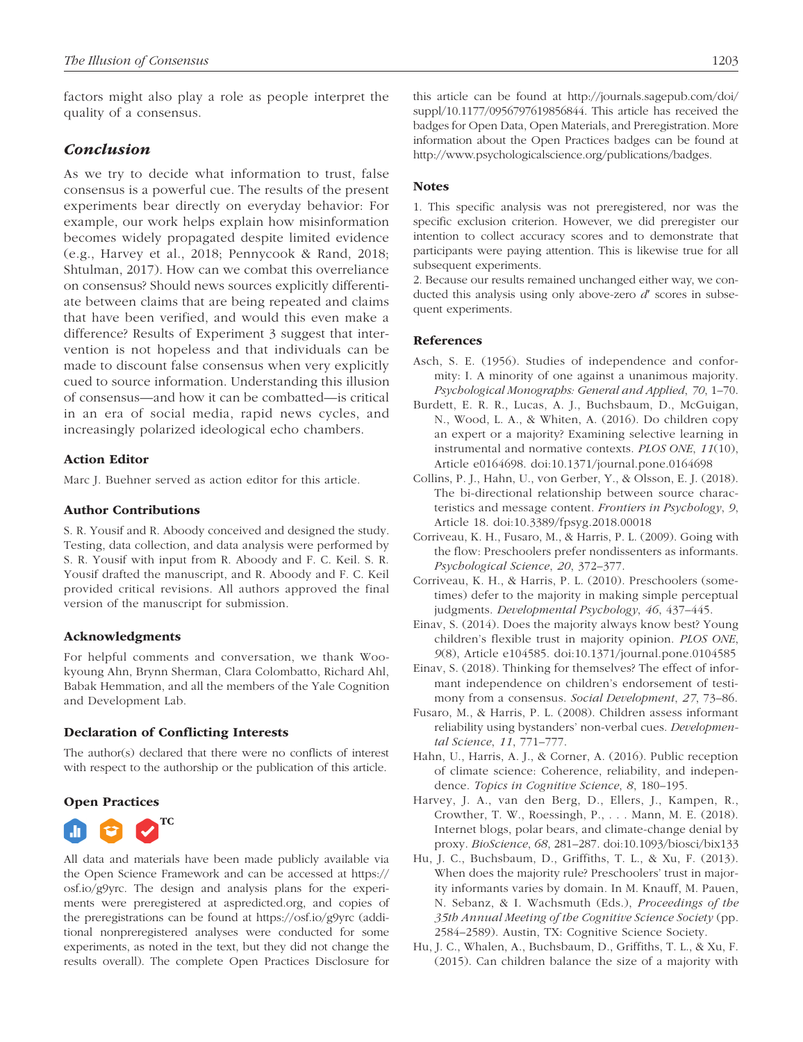factors might also play a role as people interpret the quality of a consensus.

## Conclusion

As we try to decide what information to trust, false consensus is a powerful cue. The results of the present experiments bear directly on everyday behavior: For example, our work helps explain how misinformation becomes widely propagated despite limited evidence (e.g., Harvey et al., 2018; Pennycook & Rand, 2018; Shtulman, 2017). How can we combat this overreliance on consensus? Should news sources explicitly differentiate between claims that are being repeated and claims that have been verified, and would this even make a difference? Results of Experiment 3 suggest that intervention is not hopeless and that individuals can be made to discount false consensus when very explicitly cued to source information. Understanding this illusion of consensus—and how it can be combatted—is critical in an era of social media, rapid news cycles, and increasingly polarized ideological echo chambers.

### Action Editor

Marc J. Buehner served as action editor for this article.

### Author Contributions

S. R. Yousif and R. Aboody conceived and designed the study. Testing, data collection, and data analysis were performed by S. R. Yousif with input from R. Aboody and F. C. Keil. S. R. Yousif drafted the manuscript, and R. Aboody and F. C. Keil provided critical revisions. All authors approved the final version of the manuscript for submission.

### Acknowledgments

For helpful comments and conversation, we thank Woo-kyoung Ahn, Brynn Sherman, Clara Colombatto, Richard Ahl, Babak Hemmation, and all the members of the Yale Cognition and Development Lab.

### Declaration of Conflicting Interests

The author(s) declared that there were no conflicts of interest with respect to the authorship or the publication of this article.

### Open Practices

TC

All data and materials have been made publicly available via the Open Science Framework and can be accessed at https://osf.io/g9yrc. The design and analysis plans for the experiments were preregistered at aspredicted.org, and copies of the preregistrations can be found at https://osf.io/g9yrc (additional nonpreregistered analyses were conducted for some experiments, as noted in the text, but they did not change the results overall). The complete Open Practices Disclosure for this article can be found at http://journals.sagepub.com/doi/suppl/10.1177/0956797619856844. This article has received the badges for Open Data, Open Materials, and Preregistration. More information about the Open Practices badges can be found at http://www.psychologicalscience.org/publications/badges.

### Notes

1. This specific analysis was not preregistered, nor was the specific exclusion criterion. However, we did preregister our intention to collect accuracy scores and to demonstrate that participants were paying attention. This is likewise true for all subsequent experiments.

2. Because our results remained unchanged either way, we conducted this analysis using only above-zero $d'$ scores in subsequent experiments.

### References

Asch, S. E. (1956). Studies of independence and conformity: I. A minority of one against a unanimous majority. *Psychological Monographs: General and Applied*, *70*, 1–70.

Burdett, E. R. R., Lucas, A. J., Buchsbaum, D., McGuigan, N., Wood, L. A., & Whiten, A. (2016). Do children copy an expert or a majority? Examining selective learning in instrumental and normative contexts. *PLOS ONE*, *11*(10), Article e0164698. doi:10.1371/journal.pone.0164698

Collins, P. J., Hahn, U., von Gerber, Y., & Olsson, E. J. (2018). The bi-directional relationship between source characteristics and message content. *Frontiers in Psychology*, *9*, Article 18. doi:10.3389/fpsyg.2018.00018

Corriveau, K. H., Fusaro, M., & Harris, P. L. (2009). Going with the flow: Preschoolers prefer nondissenters as informants. *Psychological Science*, *20*, 372–377.

Corriveau, K. H., & Harris, P. L. (2010). Preschoolers (sometimes) defer to the majority in making simple perceptual judgments. *Developmental Psychology*, *46*, 437–445.

Einav, S. (2014). Does the majority always know best? Young children's flexible trust in majority opinion. *PLOS ONE*, *9*(8), Article e104585. doi:10.1371/journal.pone.0104585

Einav, S. (2018). Thinking for themselves? The effect of informant independence on children's endorsement of testimony from a consensus. *Social Development*, *27*, 73–86.

Fusaro, M., & Harris, P. L. (2008). Children assess informant reliability using bystanders' non-verbal cues. *Developmental Science*, *11*, 771–777.

Hahn, U., Harris, A. J., & Corner, A. (2016). Public reception of climate science: Coherence, reliability, and independence. *Topics in Cognitive Science*, *8*, 180–195.

Harvey, J. A., van den Berg, D., Ellers, J., Kampen, R., Crowther, T. W., Roessingh, P., . . . Mann, M. E. (2018). Internet blogs, polar bears, and climate-change denial by proxy. *BioScience*, *68*, 281–287. doi:10.1093/biosci/bix133

Hu, J. C., Buchsbaum, D., Griffiths, T. L., & Xu, F. (2013). When does the majority rule? Preschoolers' trust in majority informants varies by domain. In M. Knauff, M. Pauen, N. Sebanz, & I. Wachsmuth (Eds.), *Proceedings of the 35th Annual Meeting of the Cognitive Science Society* (pp. 2584–2589). Austin, TX: Cognitive Science Society.

Hu, J. C., Whalen, A., Buchsbaum, D., Griffiths, T. L., & Xu, F. (2015). Can children balance the size of a majority with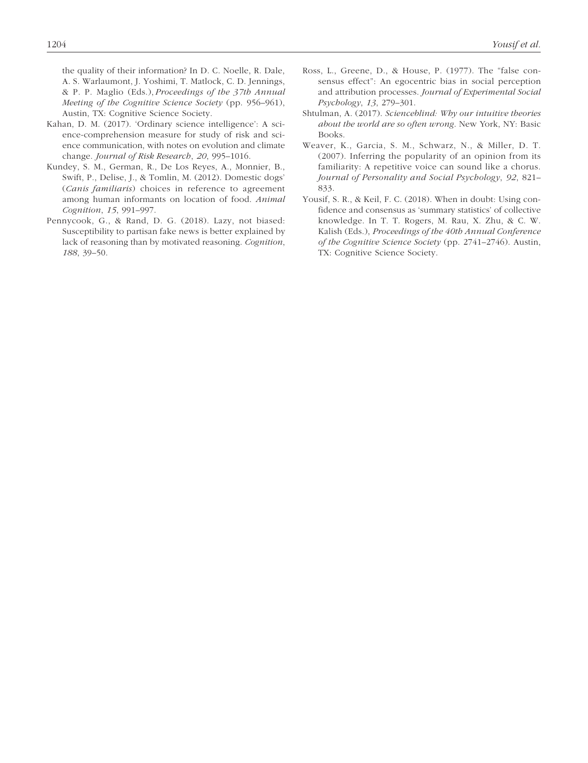the quality of their information? In D. C. Noelle, R. Dale, A. S. Warlaumont, J. Yoshimi, T. Matlock, C. D. Jennings, & P. P. Maglio (Eds.), *Proceedings of the 37th Annual Meeting of the Cognitive Science Society* (pp. 956–961), Austin, TX: Cognitive Science Society.

Kahan, D. M. (2017). 'Ordinary science intelligence': A science-comprehension measure for study of risk and science communication, with notes on evolution and climate change. *Journal of Risk Research*, *20*, 995–1016.

Kundey, S. M., German, R., De Los Reyes, A., Monnier, B., Swift, P., Delise, J., & Tomlin, M. (2012). Domestic dogs' (*Canis familiaris*) choices in reference to agreement among human informants on location of food. *Animal Cognition*, *15*, 991–997.

Pennycook, G., & Rand, D. G. (2018). Lazy, not biased: Susceptibility to partisan fake news is better explained by lack of reasoning than by motivated reasoning. *Cognition*, *188*, 39–50.

Ross, L., Greene, D., & House, P. (1977). The "false consensus effect": An egocentric bias in social perception and attribution processes. *Journal of Experimental Social Psychology*, *13*, 279–301.

Shtulman, A. (2017). *Scienceblind: Why our intuitive theories about the world are so often wrong*. New York, NY: Basic Books.

Weaver, K., Garcia, S. M., Schwarz, N., & Miller, D. T. (2007). Inferring the popularity of an opinion from its familiarity: A repetitive voice can sound like a chorus. *Journal of Personality and Social Psychology*, *92*, 821–833.

Yousif, S. R., & Keil, F. C. (2018). When in doubt: Using confidence and consensus as 'summary statistics' of collective knowledge. In T. T. Rogers, M. Rau, X. Zhu, & C. W. Kalish (Eds.), *Proceedings of the 40th Annual Conference of the Cognitive Science Society* (pp. 2741–2746). Austin, TX: Cognitive Science Society.